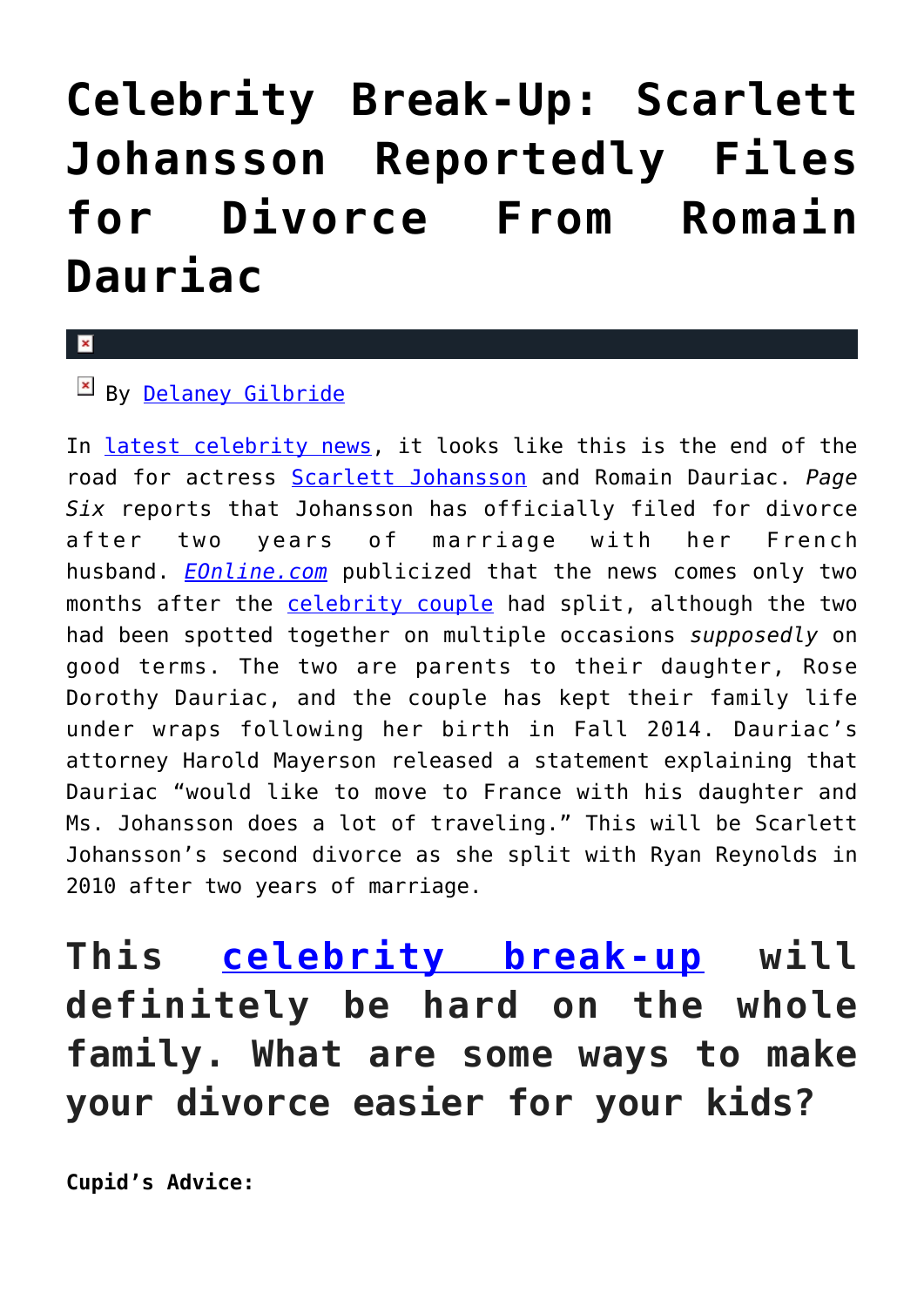# Celebrity Break-Up: Scarlett Johansson Reportedly Files for Divorce From Romain Dauriac

By Delaney Gilbride

In latest celebrity news, it looks like this is the end of the road for actress Scarlett Johansson and Romain Dauriac. *Page Six* reports that Johansson has officially filed for divorce after two years of marriage with her French husband. *EOnline.com* publicized that the news comes only two months after the celebrity couple had split, although the two had been spotted together on multiple occasions *supposedly* on good terms. The two are parents to their daughter, Rose Dorothy Dauriac, and the couple has kept their family life under wraps following her birth in Fall 2014. Dauriac's attorney Harold Mayerson released a statement explaining that Dauriac "would like to move to France with his daughter and Ms. Johansson does a lot of traveling." This will be Scarlett Johansson's second divorce as she split with Ryan Reynolds in 2010 after two years of marriage.

## This celebrity break-up will definitely be hard on the whole family. What are some ways to make your divorce easier for your kids?

**Cupid's Advice:**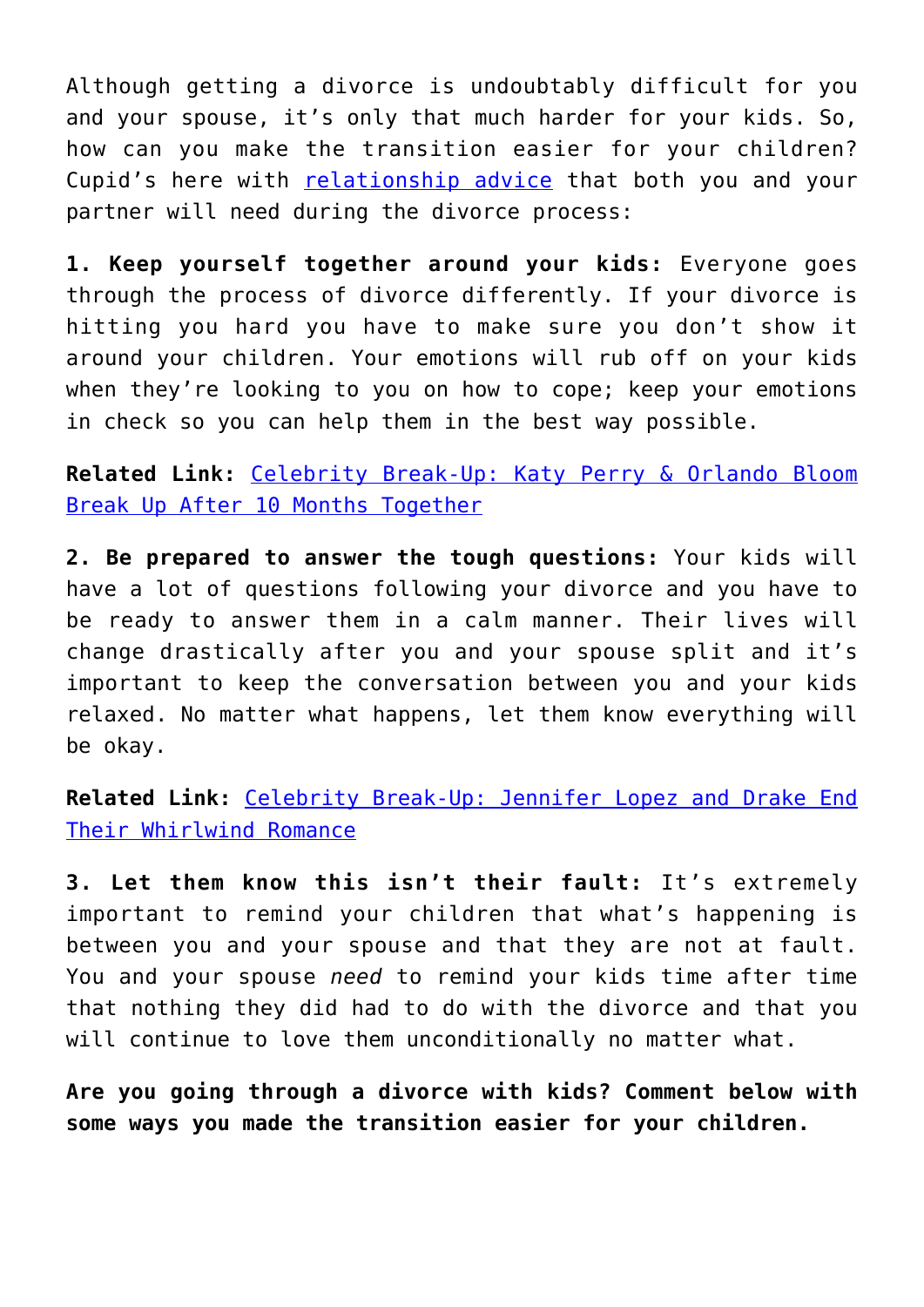Although getting a divorce is undoubtably difficult for you and your spouse, it's only that much harder for your kids. So, how can you make the transition easier for your children? Cupid's here with [relationship advice]() that both you and your partner will need during the divorce process:

**1. Keep yourself together around your kids:** Everyone goes through the process of divorce differently. If your divorce is hitting you hard you have to make sure you don't show it around your children. Your emotions will rub off on your kids when they're looking to you on how to cope; keep your emotions in check so you can help them in the best way possible.

**Related Link:** [Celebrity Break-Up: Katy Perry & Orlando Bloom Break Up After 10 Months Together]()

**2. Be prepared to answer the tough questions:** Your kids will have a lot of questions following your divorce and you have to be ready to answer them in a calm manner. Their lives will change drastically after you and your spouse split and it's important to keep the conversation between you and your kids relaxed. No matter what happens, let them know everything will be okay.

**Related Link:** [Celebrity Break-Up: Jennifer Lopez and Drake End Their Whirlwind Romance]()

**3. Let them know this isn't their fault:** It's extremely important to remind your children that what's happening is between you and your spouse and that they are not at fault. You and your spouse *need* to remind your kids time after time that nothing they did had to do with the divorce and that you will continue to love them unconditionally no matter what.

**Are you going through a divorce with kids? Comment below with some ways you made the transition easier for your children.**